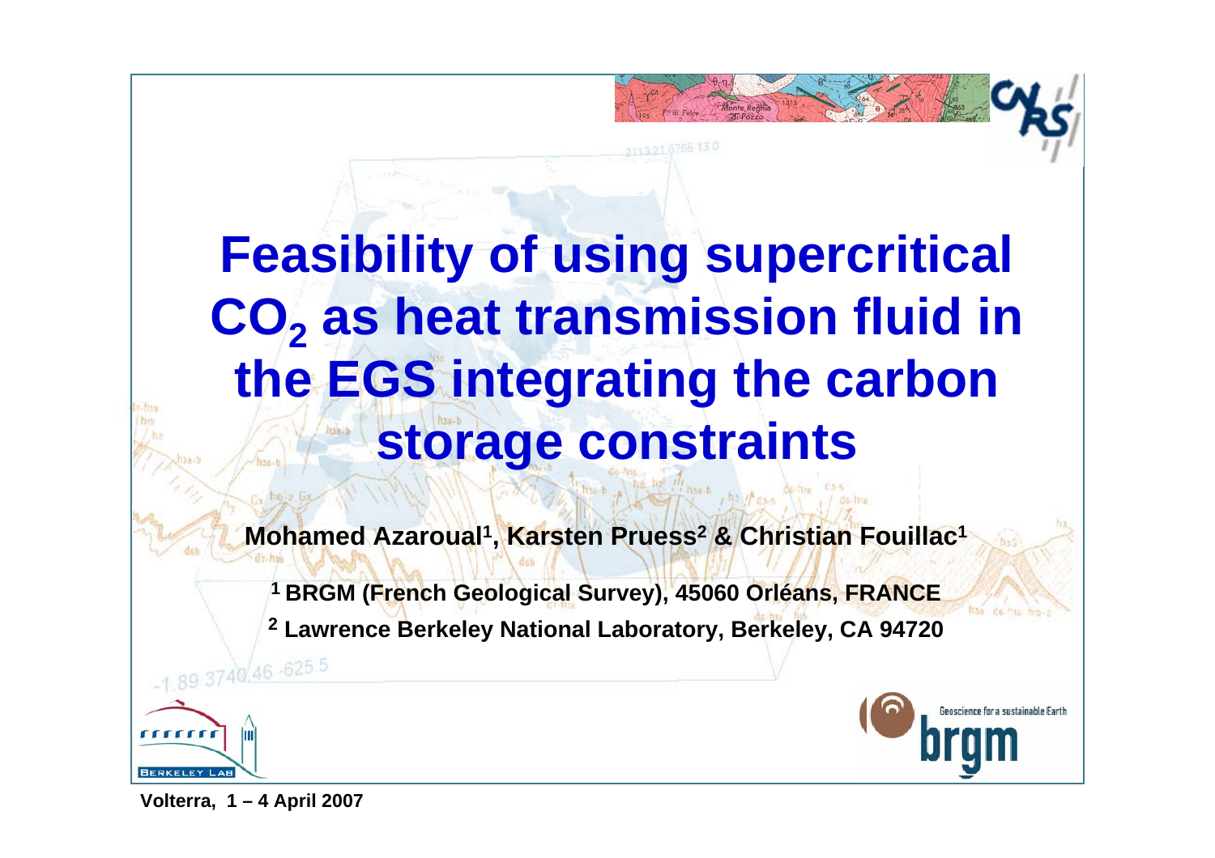# Feasibility of using supercritical $CO_2$ as heat transmission fluid in the EGS integrating the carbon storage constraints

**Mohamed Azaroual[1], Karsten Pruess[2] & Christian Fouillac[1]**

**[1] BRGM (French Geological Survey), 45060 Orléans, FRANCE**

**[2] Lawrence Berkeley National Laboratory, Berkeley, CA 94720**

**Volterra, 1 – 4 April 2007**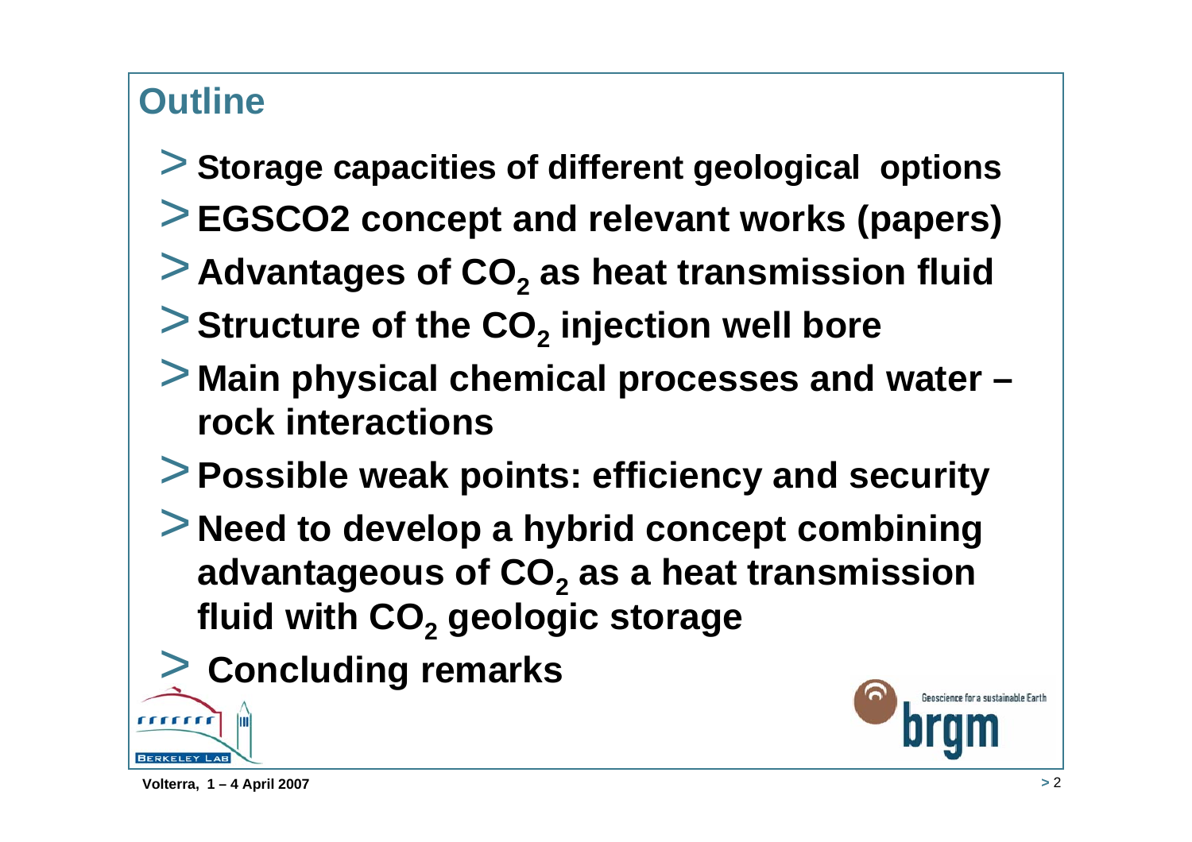# Outline

- Storage capacities of different geological options
- EGSCO2 concept and relevant works (papers)
- Advantages of $CO_2$ as heat transmission fluid
- Structure of the $CO_2$ injection well bore
- Main physical chemical processes and water – rock interactions
- Possible weak points: efficiency and security
- Need to develop a hybrid concept combining advantageous of $CO_2$ as a heat transmission fluid with $CO_2$ geologic storage
- Concluding remarks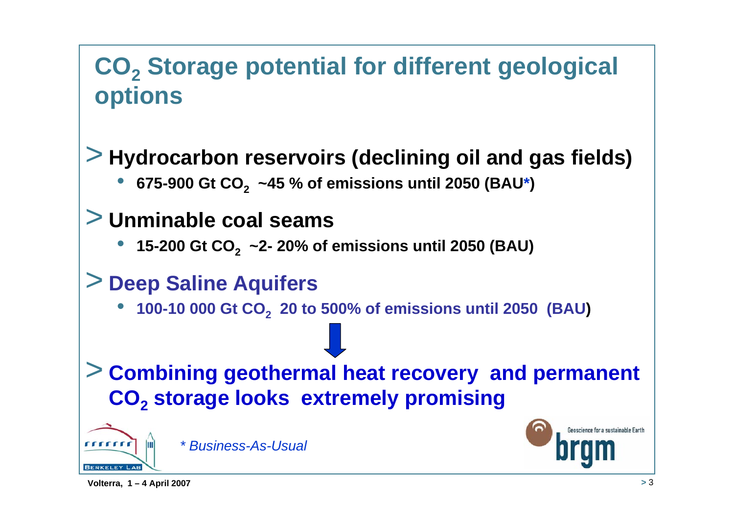# $CO_2$ Storage potential for different geological options

> **Hydrocarbon reservoirs (declining oil and gas fields)**

- **675-900 Gt $CO_2$ ~45 % of emissions until 2050 (BAU*)**

> **Unminable coal seams**

- **15-200 Gt $CO_2$ ~2- 20% of emissions until 2050 (BAU)**

> **Deep Saline Aquifers**

- **100-10 000 Gt $CO_2$ 20 to 500% of emissions until 2050 (BAU)**

> **Combining geothermal heat recovery and permanent $CO_2$ storage looks extremely promising**

*\* Business-As-Usual*

Volterra, 1 – 4 April 2007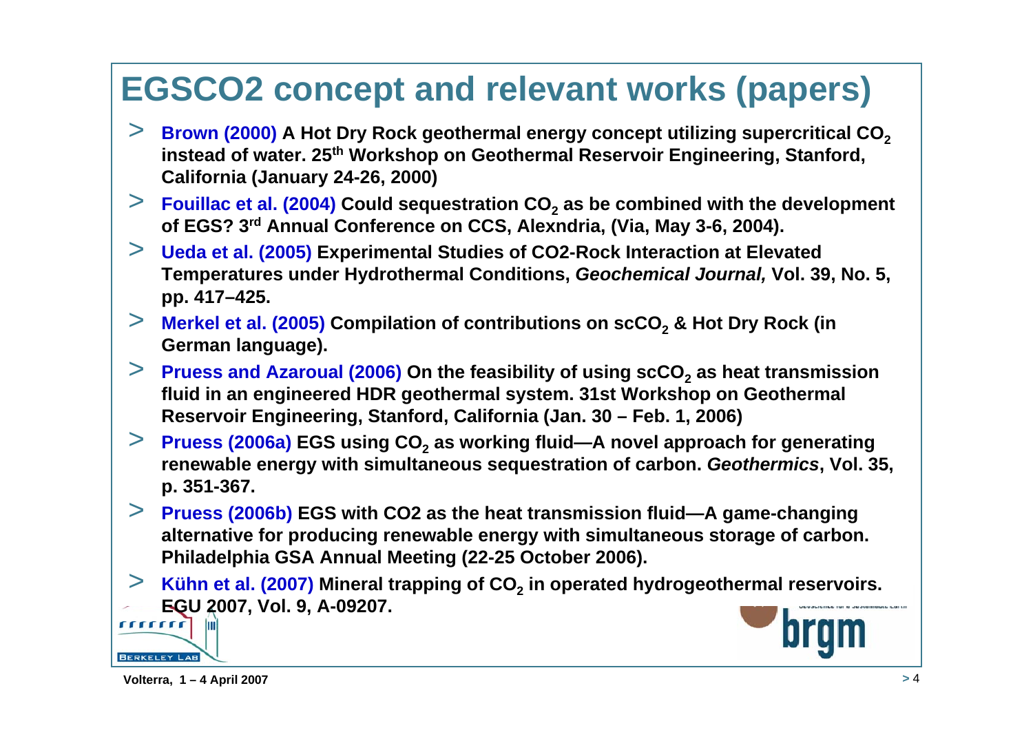# EGSCO2 concept and relevant works (papers)

- **Brown (2000) A Hot Dry Rock geothermal energy concept utilizing supercritical $CO_2$ instead of water. 25th Workshop on Geothermal Reservoir Engineering, Stanford, California (January 24-26, 2000)**
- **Fouillac et al. (2004) Could sequestration $CO_2$ as be combined with the development of EGS? 3rd Annual Conference on CCS, Alexndria, (Via, May 3-6, 2004).**
- **Ueda et al. (2005) Experimental Studies of CO2-Rock Interaction at Elevated Temperatures under Hydrothermal Conditions, *Geochemical Journal,* Vol. 39, No. 5, pp. 417–425.**
- **Merkel et al. (2005) Compilation of contributions on $scCO_2$ & Hot Dry Rock (in German language).**
- **Pruess and Azaroual (2006) On the feasibility of using $scCO_2$ as heat transmission fluid in an engineered HDR geothermal system. 31st Workshop on Geothermal Reservoir Engineering, Stanford, California (Jan. 30 – Feb. 1, 2006)**
- **Pruess (2006a) EGS using $CO_2$ as working fluid—A novel approach for generating renewable energy with simultaneous sequestration of carbon. *Geothermics*, Vol. 35, p. 351-367.**
- **Pruess (2006b) EGS with CO2 as the heat transmission fluid—A game-changing alternative for producing renewable energy with simultaneous storage of carbon. Philadelphia GSA Annual Meeting (22-25 October 2006).**
- **Kühn et al. (2007) Mineral trapping of $CO_2$ in operated hydrogeothermal reservoirs. EGU 2007, Vol. 9, A-09207.**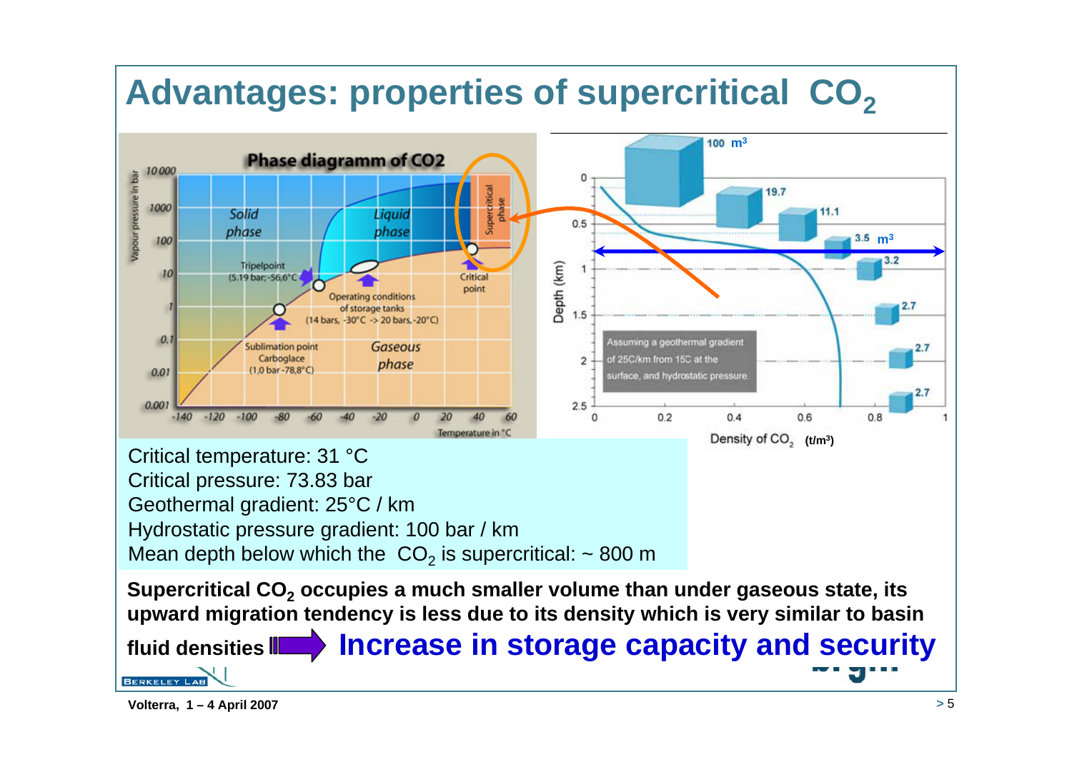# Advantages: properties of supercritical $CO_2$

Critical temperature: 31 °C
Critical pressure: 73.83 bar
Geothermal gradient: 25°C / km
Hydrostatic pressure gradient: 100 bar / km
Mean depth below which the $CO_2$ is supercritical: ~ 800 m

**Supercritical $CO_2$ occupies a much smaller volume than under gaseous state, its upward migration tendency is less due to its density which is very similar to basin fluid densities** ⇒ **Increase in storage capacity and security**

Volterra, 1 – 4 April 2007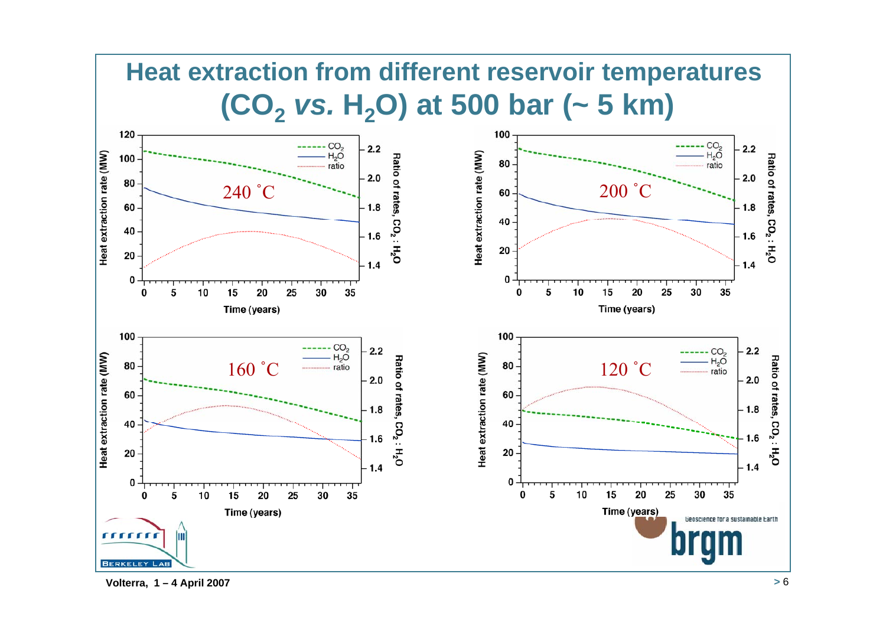# Heat extraction from different reservoir temperatures ($CO_2$ *vs.* $H_2O$) at 500 bar (~ 5 km)

240 ˚C

200 ˚C

160 ˚C

120 ˚C

Heat extraction rate (MW)

Ratio of rates, $CO_2 : H_2O$

Time (years)

Legend: $CO_2$, $H_2O$, ratio

Geoscience for a sustainable Earth

Volterra, 1 – 4 April 2007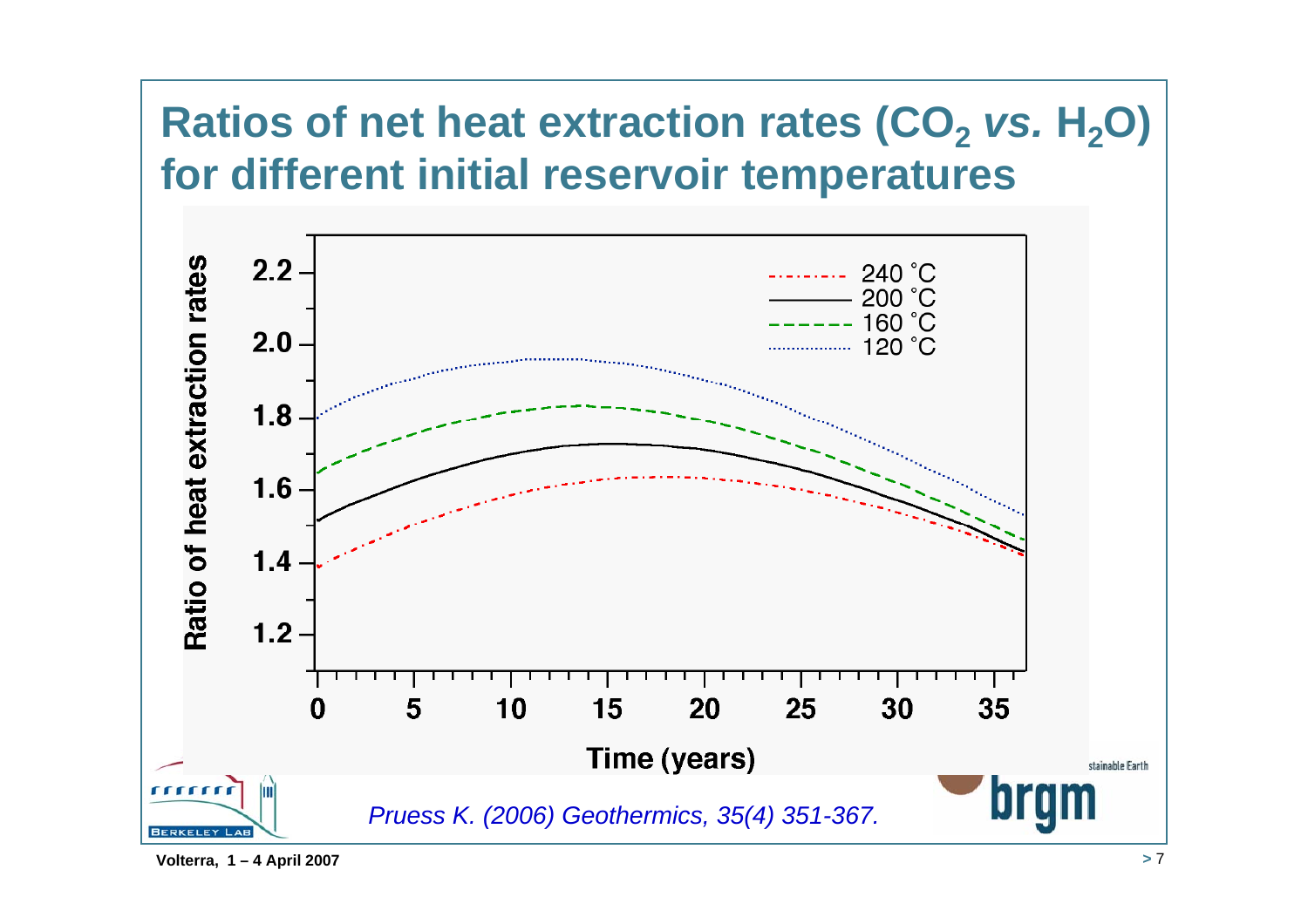# Ratios of net heat extraction rates ($CO_2$ *vs.* $H_2O$) for different initial reservoir temperatures

*Pruess K. (2006) Geothermics, 35(4) 351-367.*

Volterra, 1 – 4 April 2007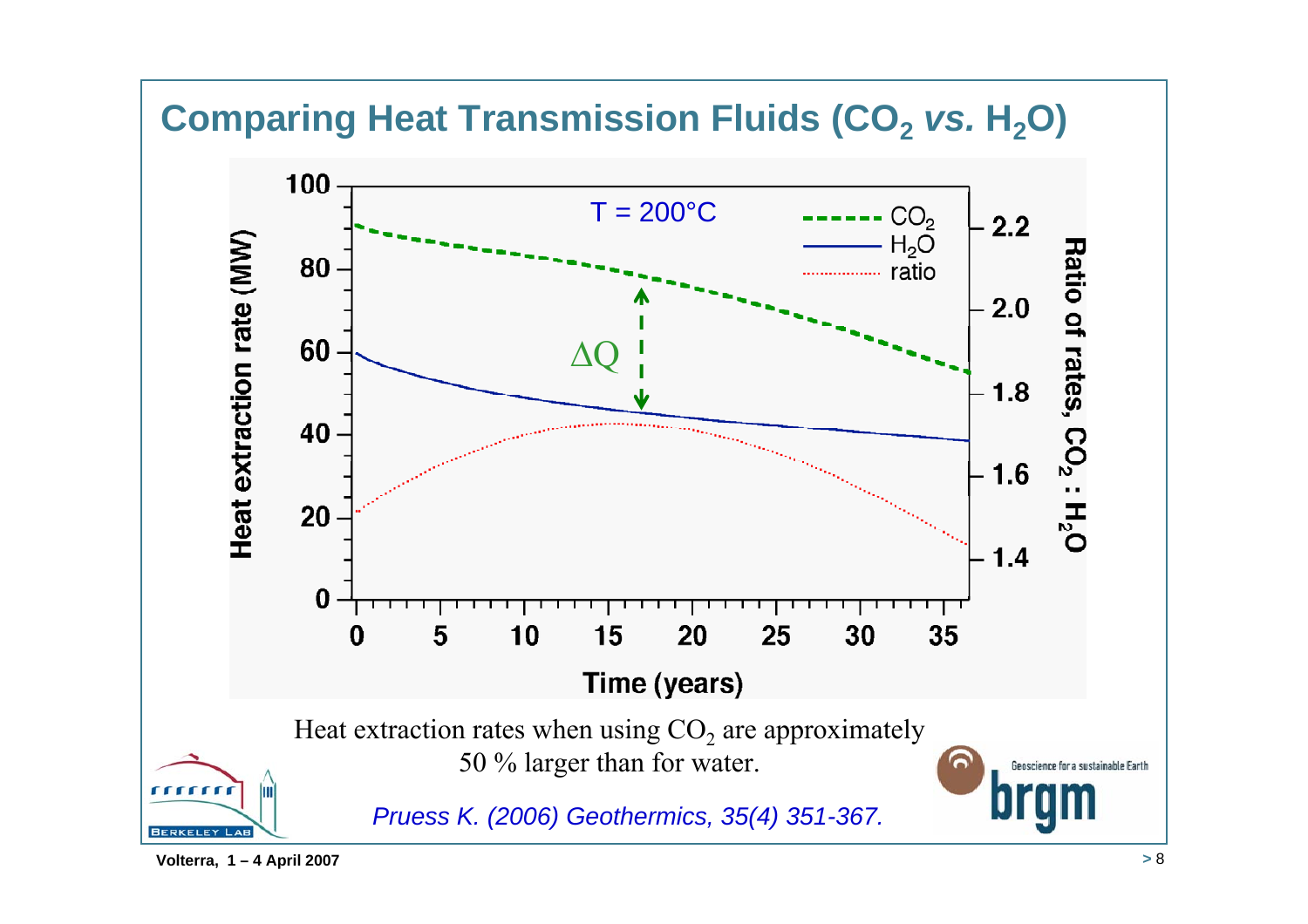# Comparing Heat Transmission Fluids ($CO_2$ *vs.* $H_2O$)

Heat extraction rates when using $CO_2$ are approximately 50 % larger than for water.

*Pruess K. (2006) Geothermics, 35(4) 351-367.*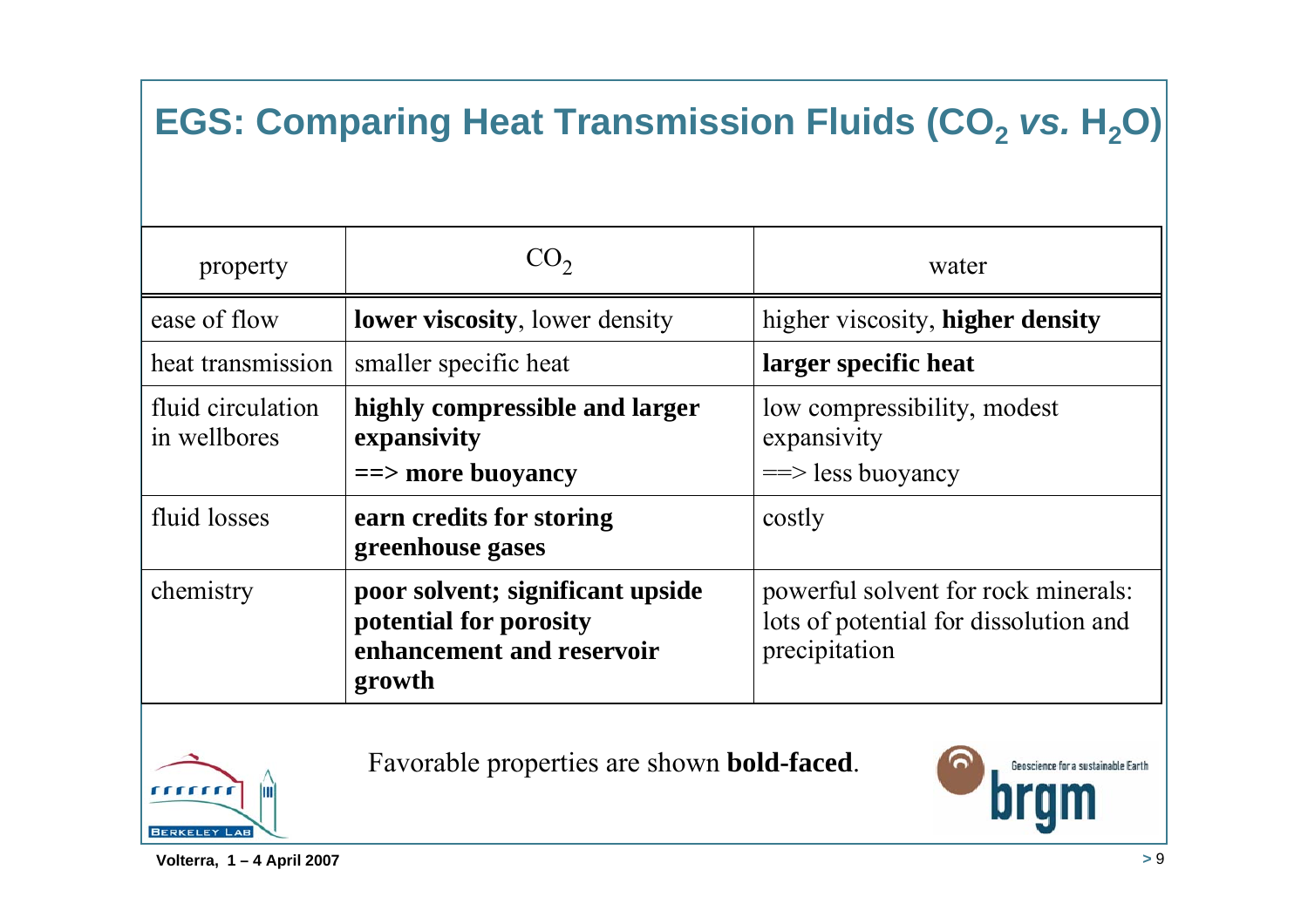# EGS: Comparing Heat Transmission Fluids ($CO_2$ *vs.* $H_2O$)

| property | $CO_2$ | water |
|---|---|---|
| ease of flow | **lower viscosity**, lower density | higher viscosity, **higher density** |
| heat transmission | smaller specific heat | **larger specific heat** |
| fluid circulation in wellbores | **highly compressible and larger expansivity ==> more buoyancy** | low compressibility, modest expansivity ==> less buoyancy |
| fluid losses | **earn credits for storing greenhouse gases** | costly |
| chemistry | **poor solvent; significant upside potential for porosity enhancement and reservoir growth** | powerful solvent for rock minerals: lots of potential for dissolution and precipitation |

Favorable properties are shown **bold-faced**.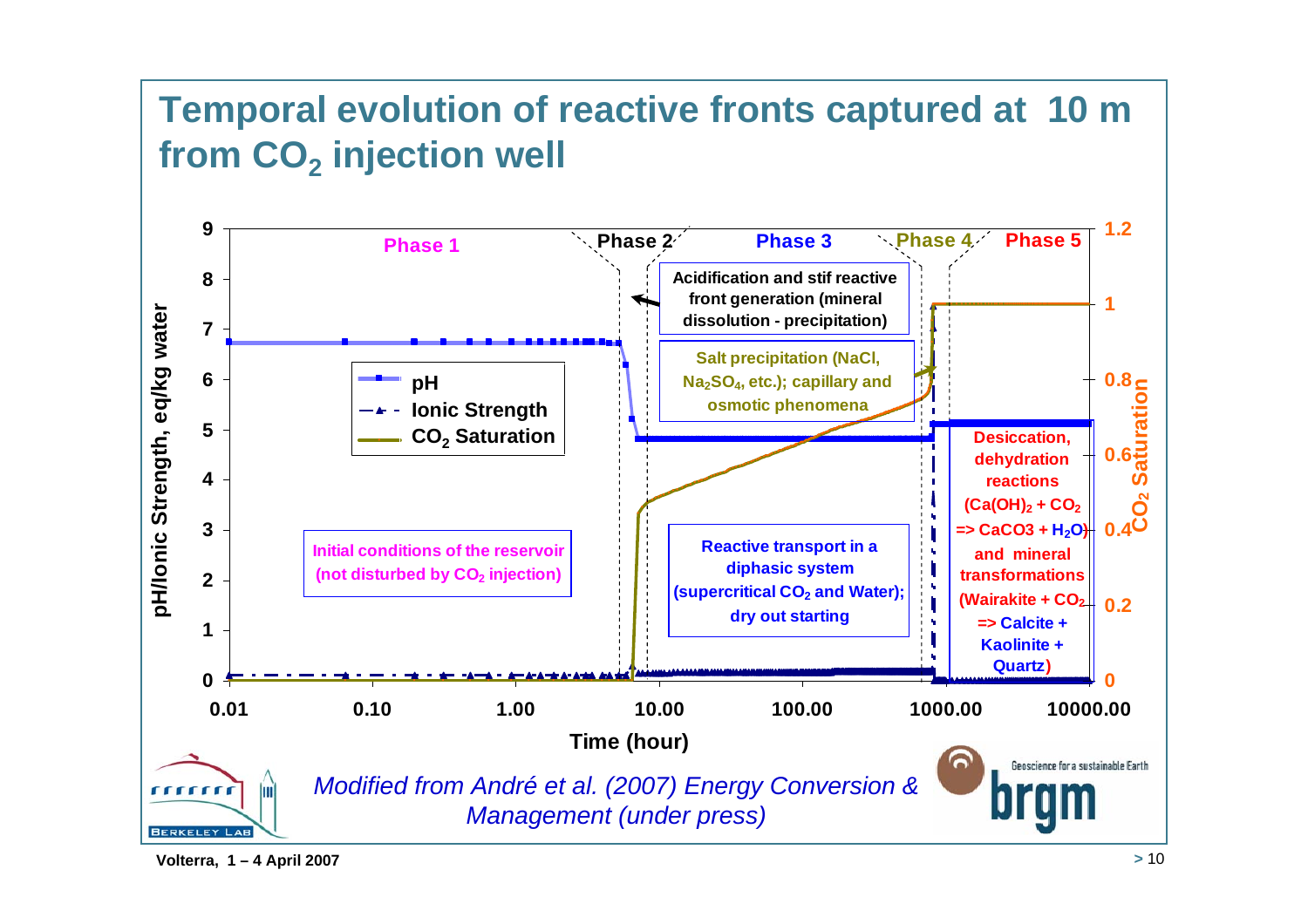# Temporal evolution of reactive fronts captured at 10 m from $CO_2$ injection well

Phase 1 | Phase 2 | Phase 3 | Phase 4 | Phase 5

- pH
- Ionic Strength
- $CO_2$ Saturation

Y-axis (left): pH/Ionic Strength, eq/kg water (0–9)

Y-axis (right): $CO_2$ Saturation (0–1.2)

X-axis: Time (hour) (0.01, 0.10, 1.00, 10.00, 100.00, 1000.00, 10000.00)

**Initial conditions of the reservoir (not disturbed by $CO_2$ injection)**

**Acidification and stif reactive front generation (mineral dissolution - precipitation)**

**Salt precipitation (NaCl, $Na_2SO_4$, etc.); capillary and osmotic phenomena**

**Reactive transport in a diphasic system (supercritical $CO_2$ and Water); dry out starting**

**Desiccation, dehydration reactions ($Ca(OH)_2 + CO_2 \Rightarrow CaCO3 + H_2O$) and mineral transformations (Wairakite + $CO_2$ => Calcite + Kaolinite + Quartz)**

*Modified from André et al. (2007) Energy Conversion & Management (under press)*

Volterra, 1 – 4 April 2007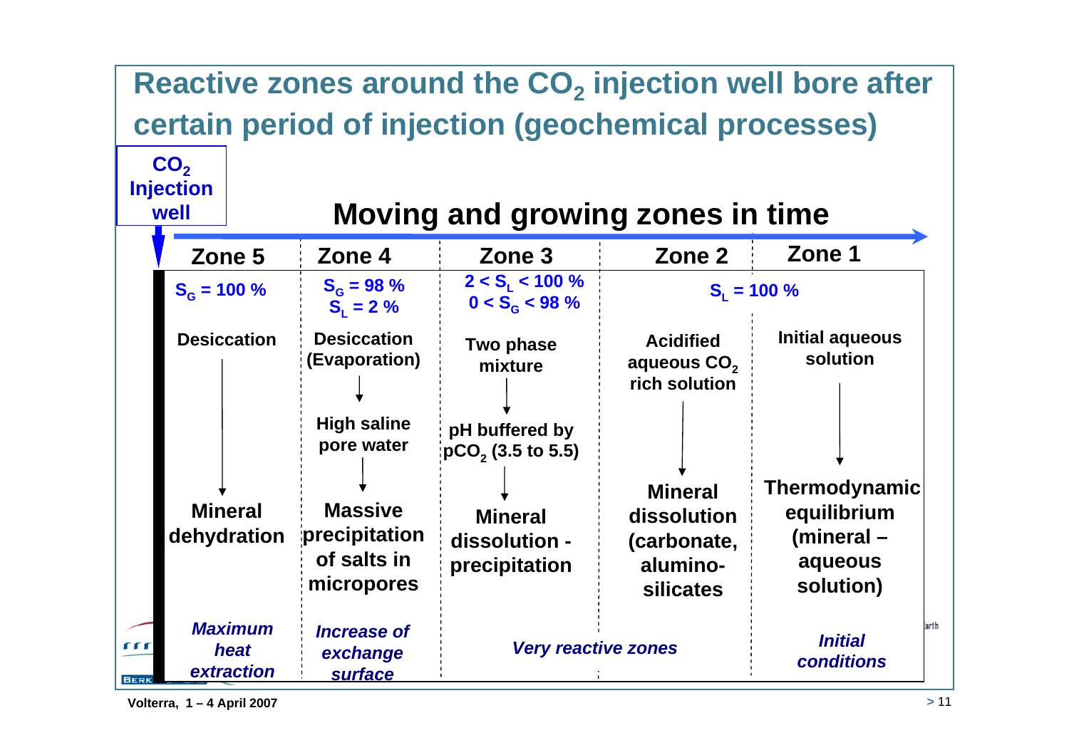# Reactive zones around the $CO_2$ injection well bore after certain period of injection (geochemical processes)

**$CO_2$ Injection well**

## Moving and growing zones in time

| Zone 5 | Zone 4 | Zone 3 | Zone 2 | Zone 1 |
|---|---|---|---|---|
| $S_G = 100\ \%$ | $S_G = 98\ \%$, $S_L = 2\ \%$ | $2 < S_L < 100\ \%$, $0 < S_G < 98\ \%$ | $S_L = 100\ \%$ | |
| Desiccation | Desiccation (Evaporation) | Two phase mixture | Acidified aqueous $CO_2$ rich solution | Initial aqueous solution |
| ↓ | ↓ High saline pore water ↓ | ↓ pH buffered by $pCO_2$ (3.5 to 5.5) ↓ | ↓ | ↓ |
| **Mineral dehydration** | **Massive precipitation of salts in micropores** | **Mineral dissolution - precipitation** | **Mineral dissolution (carbonate, alumino-silicates** | **Thermodynamic equilibrium (mineral – aqueous solution)** |
| *Maximum heat extraction* | *Increase of exchange surface* | *Very reactive zones* | | *Initial conditions* |

Volterra, 1 – 4 April 2007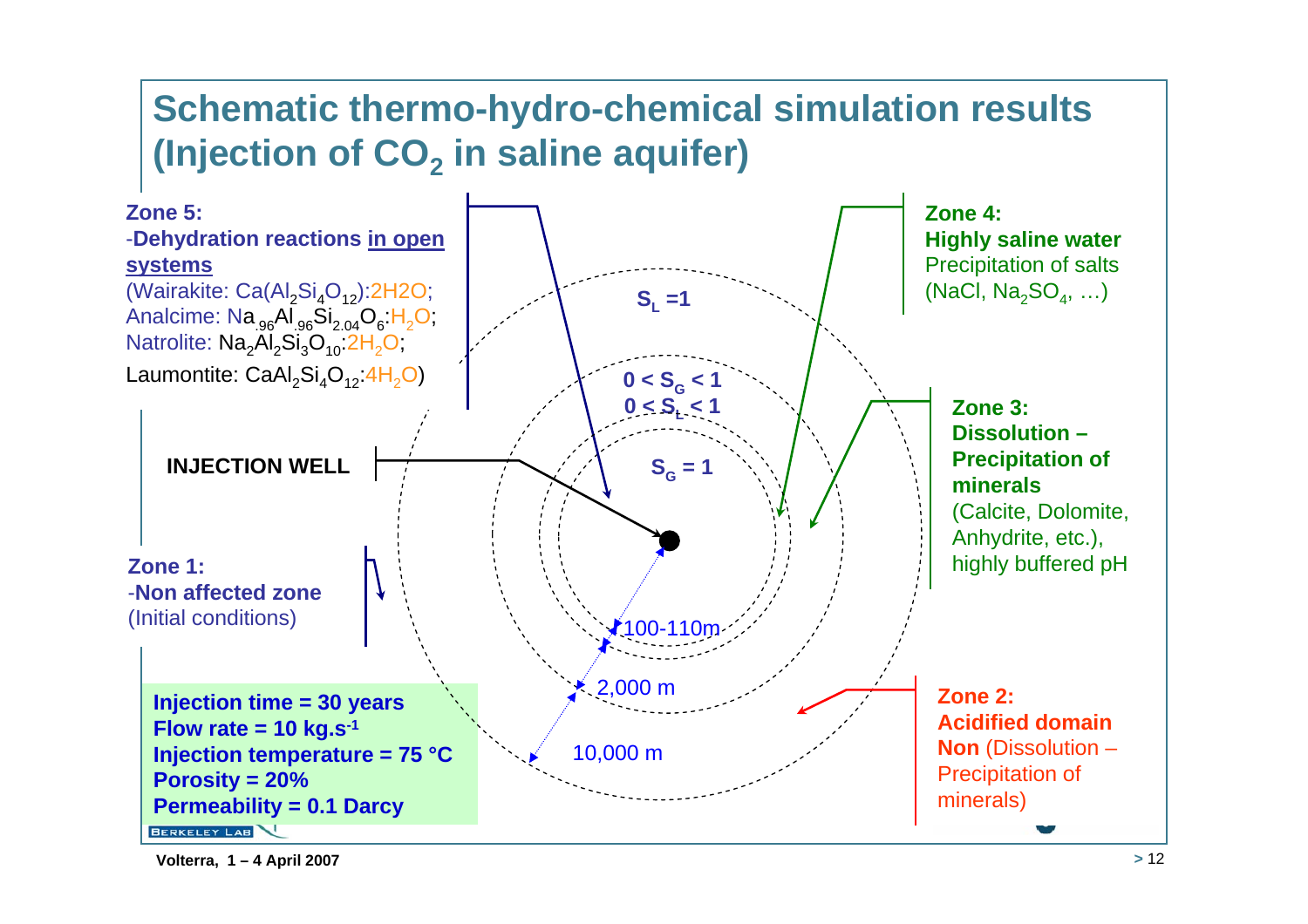# Schematic thermo-hydro-chemical simulation results (Injection of $CO_2$ in saline aquifer)

**Zone 5:**
-**Dehydration reactions in open systems**
(Wairakite: $Ca(Al_2Si_4O_{12})$:2H2O;
Analcime: $Na_{.96}Al_{.96}Si_{2.04}O_6$:$H_2O$;
Natrolite: $Na_2Al_2Si_3O_{10}$:$2H_2O$;
Laumontite: $CaAl_2Si_4O_{12}$:$4H_2O$)

**INJECTION WELL**

**Zone 1:**
-**Non affected zone**
(Initial conditions)

**Zone 4:**
**Highly saline water**
Precipitation of salts ($NaCl$, $Na_2SO_4$, …)

**Zone 3:**
**Dissolution – Precipitation of minerals**
(Calcite, Dolomite, Anhydrite, etc.), highly buffered pH

**Zone 2:**
**Acidified domain**
**Non** (Dissolution – Precipitation of minerals)

$S_L = 1$

$0 < S_G < 1$

$0 < S_L < 1$

$S_G = 1$

100-110m

2,000 m

10,000 m

**Injection time = 30 years**
**Flow rate = 10 kg.s$^{-1}$**
**Injection temperature = 75 °C**
**Porosity = 20%**
**Permeability = 0.1 Darcy**

Volterra, 1 – 4 April 2007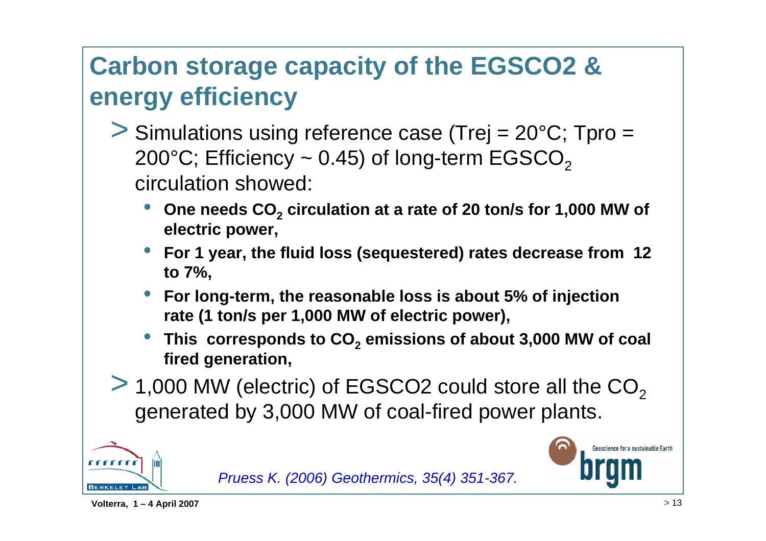# Carbon storage capacity of the EGSCO2 & energy efficiency

- Simulations using reference case (Trej = 20°C; Tpro = 200°C; Efficiency ~ 0.45) of long-term $EGSCO_2$ circulation showed:
  - **One needs $CO_2$ circulation at a rate of 20 ton/s for 1,000 MW of electric power,**
  - **For 1 year, the fluid loss (sequestered) rates decrease from 12 to 7%,**
  - **For long-term, the reasonable loss is about 5% of injection rate (1 ton/s per 1,000 MW of electric power),**
  - **This corresponds to $CO_2$ emissions of about 3,000 MW of coal fired generation,**
- 1,000 MW (electric) of EGSCO2 could store all the $CO_2$ generated by 3,000 MW of coal-fired power plants.

*Pruess K. (2006) Geothermics, 35(4) 351-367.*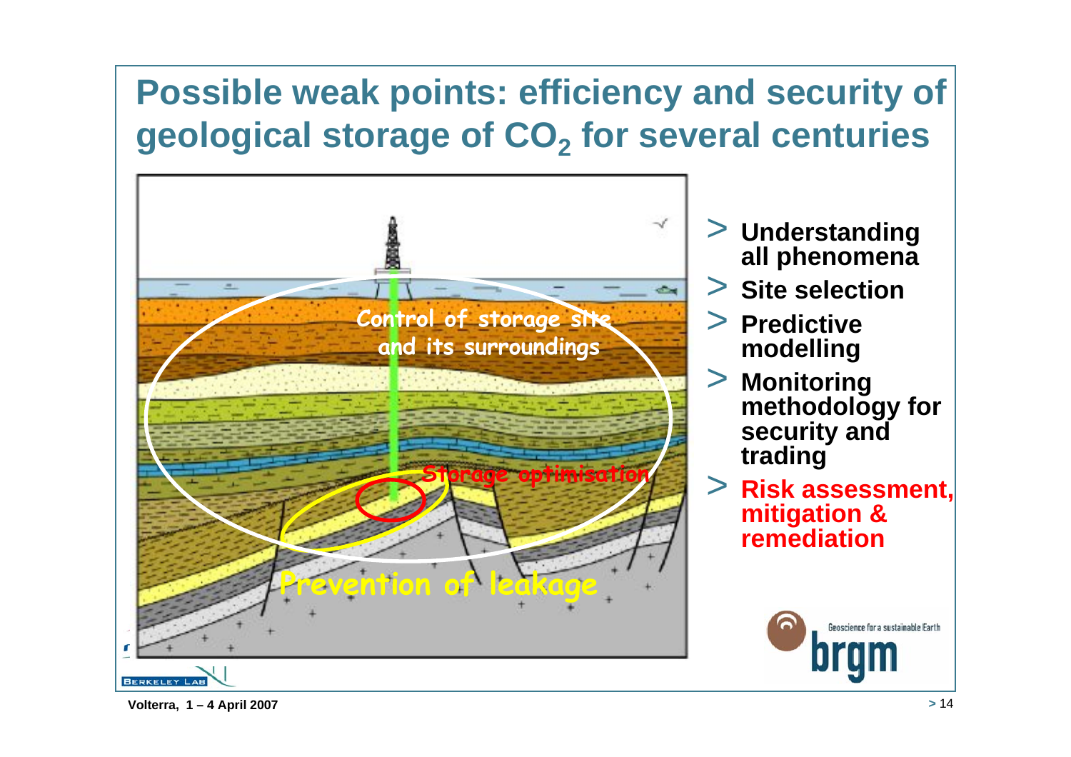# Possible weak points: efficiency and security of geological storage of $CO_2$ for several centuries

Control of storage site and its surroundings

Storage optimisation

Prevention of leakage

- Understanding all phenomena
- Site selection
- Predictive modelling
- Monitoring methodology for security and trading
- **Risk assessment, mitigation & remediation**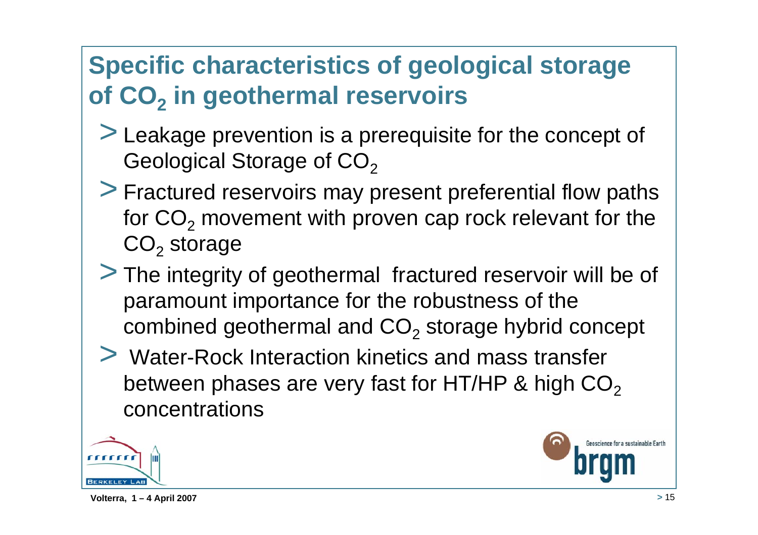# Specific characteristics of geological storage of $CO_2$ in geothermal reservoirs

- Leakage prevention is a prerequisite for the concept of Geological Storage of $CO_2$
- Fractured reservoirs may present preferential flow paths for $CO_2$ movement with proven cap rock relevant for the $CO_2$ storage
- The integrity of geothermal  fractured reservoir will be of paramount importance for the robustness of the combined geothermal and $CO_2$ storage hybrid concept
- Water-Rock Interaction kinetics and mass transfer between phases are very fast for HT/HP & high $CO_2$ concentrations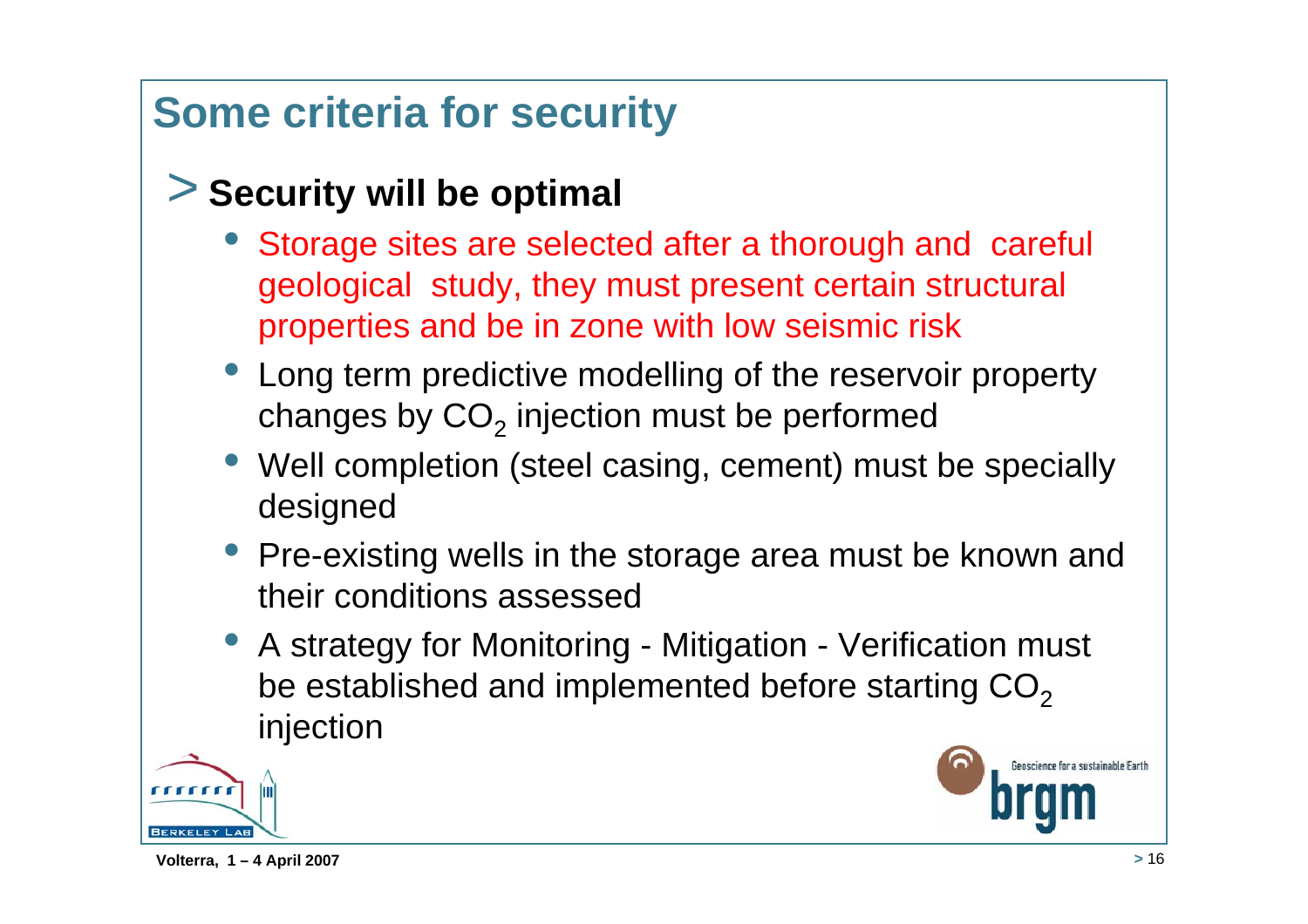# Some criteria for security

## > Security will be optimal

- Storage sites are selected after a thorough and careful geological study, they must present certain structural properties and be in zone with low seismic risk
- Long term predictive modelling of the reservoir property changes by $CO_2$ injection must be performed
- Well completion (steel casing, cement) must be specially designed
- Pre-existing wells in the storage area must be known and their conditions assessed
- A strategy for Monitoring - Mitigation - Verification must be established and implemented before starting $CO_2$ injection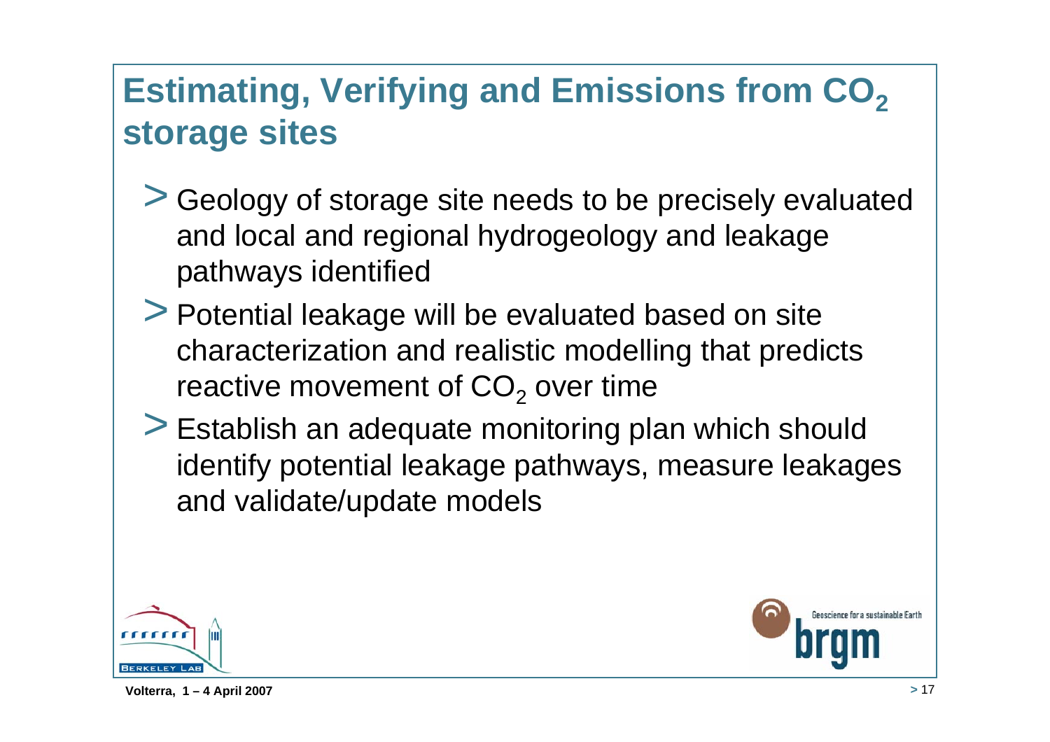# Estimating, Verifying and Emissions from $CO_2$ storage sites

- Geology of storage site needs to be precisely evaluated and local and regional hydrogeology and leakage pathways identified
- Potential leakage will be evaluated based on site characterization and realistic modelling that predicts reactive movement of $CO_2$ over time
- Establish an adequate monitoring plan which should identify potential leakage pathways, measure leakages and validate/update models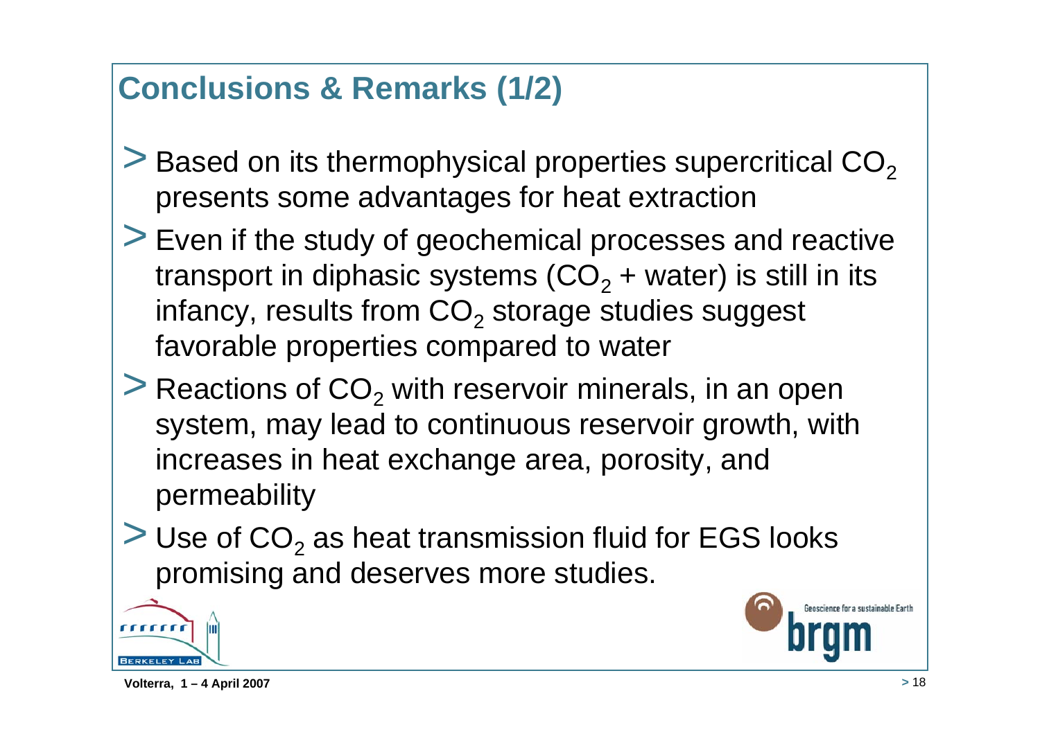## Conclusions & Remarks (1/2)

- Based on its thermophysical properties supercritical $CO_2$ presents some advantages for heat extraction
- Even if the study of geochemical processes and reactive transport in diphasic systems ($CO_2$ + water) is still in its infancy, results from $CO_2$ storage studies suggest favorable properties compared to water
- Reactions of $CO_2$ with reservoir minerals, in an open system, may lead to continuous reservoir growth, with increases in heat exchange area, porosity, and permeability
- Use of $CO_2$ as heat transmission fluid for EGS looks promising and deserves more studies.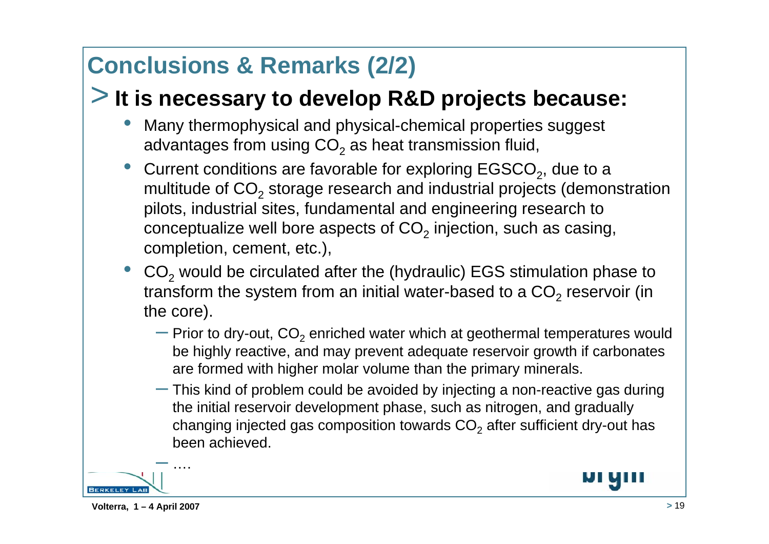# Conclusions & Remarks (2/2)

## > It is necessary to develop R&D projects because:

- Many thermophysical and physical-chemical properties suggest advantages from using $CO_2$ as heat transmission fluid,
- Current conditions are favorable for exploring $EGSCO_2$, due to a multitude of $CO_2$ storage research and industrial projects (demonstration pilots, industrial sites, fundamental and engineering research to conceptualize well bore aspects of $CO_2$ injection, such as casing, completion, cement, etc.),
- $CO_2$ would be circulated after the (hydraulic) EGS stimulation phase to transform the system from an initial water-based to a $CO_2$ reservoir (in the core).
  - Prior to dry-out, $CO_2$ enriched water which at geothermal temperatures would be highly reactive, and may prevent adequate reservoir growth if carbonates are formed with higher molar volume than the primary minerals.
  - This kind of problem could be avoided by injecting a non-reactive gas during the initial reservoir development phase, such as nitrogen, and gradually changing injected gas composition towards $CO_2$ after sufficient dry-out has been achieved.
  - ….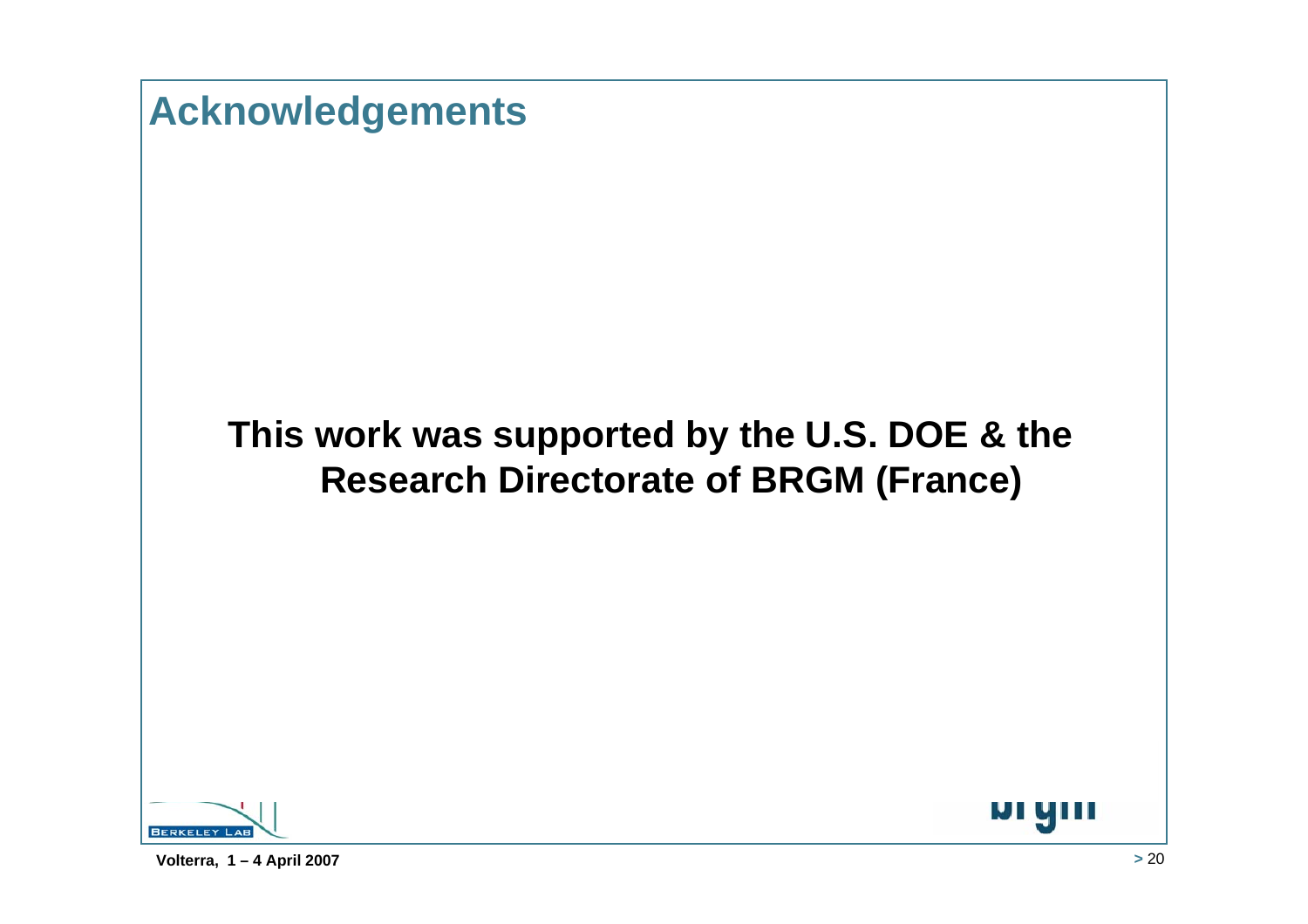# Acknowledgements

**This work was supported by the U.S. DOE & the Research Directorate of BRGM (France)**